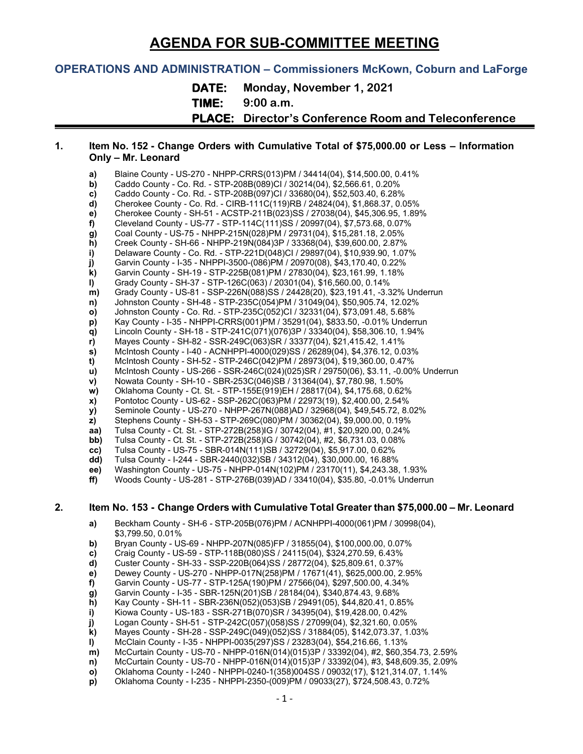# AGENDA FOR SUB-COMMITTEE MEETING

## OPERATIONS AND ADMINISTRATION – Commissioners McKown, Coburn and LaForge

**DATE:** Monday, November 1, 2021
**TIME:** 9:00 a.m.
**PLACE:** Director's Conference Room and Teleconference

---

### 1. Item No. 152 - Change Orders with Cumulative Total of $75,000.00 or Less – Information Only – Mr. Leonard

- **a)** Blaine County - US-270 - NHPP-CRRS(013)PM / 34414(04), $14,500.00, 0.41%
- **b)** Caddo County - Co. Rd. - STP-208B(089)CI / 30214(04), $2,566.61, 0.20%
- **c)** Caddo County - Co. Rd. - STP-208B(097)CI / 33680(04), $52,503.40, 6.28%
- **d)** Cherokee County - Co. Rd. - CIRB-111C(119)RB / 24824(04), $1,868.37, 0.05%
- **e)** Cherokee County - SH-51 - ACSTP-211B(023)SS / 27038(04), $45,306.95, 1.89%
- **f)** Cleveland County - US-77 - STP-114C(111)SS / 20997(04), $7,573.68, 0.07%
- **g)** Coal County - US-75 - NHPP-215N(028)PM / 29731(04), $15,281.18, 2.05%
- **h)** Creek County - SH-66 - NHPP-219N(084)3P / 33368(04), $39,600.00, 2.87%
- **i)** Delaware County - Co. Rd. - STP-221D(048)CI / 29897(04), $10,939.90, 1.07%
- **j)** Garvin County - I-35 - NHPPI-3500-(086)PM / 20970(08), $43,170.40, 0.22%
- **k)** Garvin County - SH-19 - STP-225B(081)PM / 27830(04), $23,161.99, 1.18%
- **l)** Grady County - SH-37 - STP-126C(063) / 20301(04), $16,560.00, 0.14%
- **m)** Grady County - US-81 - SSP-226N(088)SS / 24428(20), $23,191.41, -3.32% Underrun
- **n)** Johnston County - SH-48 - STP-235C(054)PM / 31049(04), $50,905.74, 12.02%
- **o)** Johnston County - Co. Rd. - STP-235C(052)CI / 32331(04), $73,091.48, 5.68%
- **p)** Kay County - I-35 - NHPPI-CRRS(001)PM / 35291(04), $833.50, -0.01% Underrun
- **q)** Lincoln County - SH-18 - STP-241C(071)(076)3P / 33340(04), $58,306.10, 1.94%
- **r)** Mayes County - SH-82 - SSR-249C(063)SR / 33377(04), $21,415.42, 1.41%
- **s)** McIntosh County - I-40 - ACNHPPI-4000(029)SS / 26289(04), $4,376.12, 0.03%
- **t)** McIntosh County - SH-52 - STP-246C(042)PM / 28973(04), $19,360.00, 0.47%
- **u)** McIntosh County - US-266 - SSR-246C(024)(025)SR / 29750(06), $3.11, -0.00% Underrun
- **v)** Nowata County - SH-10 - SBR-253C(046)SB / 31364(04), $7,780.98, 1.50%
- **w)** Oklahoma County - Ct. St. - STP-155E(919)EH / 28817(04), $4,175.68, 0.62%
- **x)** Pontotoc County - US-62 - SSP-262C(063)PM / 22973(19), $2,400.00, 2.54%
- **y)** Seminole County - US-270 - NHPP-267N(088)AD / 32968(04), $49,545.72, 8.02%
- **z)** Stephens County - SH-53 - STP-269C(080)PM / 30362(04), $9,000.00, 0.19%
- **aa)** Tulsa County - Ct. St. - STP-272B(258)IG / 30742(04), #1, $20,920.00, 0.24%
- **bb)** Tulsa County - Ct. St. - STP-272B(258)IG / 30742(04), #2, $6,731.03, 0.08%
- **cc)** Tulsa County - US-75 - SBR-014N(111)SB / 32729(04), $5,917.00, 0.62%
- **dd)** Tulsa County - I-244 - SBR-2440(032)SB / 34312(04), $30,000.00, 16.88%
- **ee)** Washington County - US-75 - NHPP-014N(102)PM / 23170(11), $4,243.38, 1.93%
- **ff)** Woods County - US-281 - STP-276B(039)AD / 33410(04), $35.80, -0.01% Underrun

### 2. Item No. 153 - Change Orders with Cumulative Total Greater than $75,000.00 – Mr. Leonard

- **a)** Beckham County - SH-6 - STP-205B(076)PM / ACNHPPI-4000(061)PM / 30998(04), $3,799.50, 0.01%
- **b)** Bryan County - US-69 - NHPP-207N(085)FP / 31855(04), $100,000.00, 0.07%
- **c)** Craig County - US-59 - STP-118B(080)SS / 24115(04), $324,270.59, 6.43%
- **d)** Custer County - SH-33 - SSP-220B(064)SS / 28772(04), $25,809.61, 0.37%
- **e)** Dewey County - US-270 - NHPP-017N(258)PM / 17671(41), $625,000.00, 2.95%
- **f)** Garvin County - US-77 - STP-125A(190)PM / 27566(04), $297,500.00, 4.34%
- **g)** Garvin County - I-35 - SBR-125N(201)SB / 28184(04), $340,874.43, 9.68%
- **h)** Kay County - SH-11 - SBR-236N(052)(053)SB / 29491(05), $44,820.41, 0.85%
- **i)** Kiowa County - US-183 - SSR-271B(070)SR / 34395(04), $19,428.00, 0.42%
- **j)** Logan County - SH-51 - STP-242C(057)(058)SS / 27099(04), $2,321.60, 0.05%
- **k)** Mayes County - SH-28 - SSP-249C(049)(052)SS / 31884(05), $142,073.37, 1.03%
- **l)** McClain County - I-35 - NHPPI-0035(297)SS / 23283(04), $54,216.66, 1.13%
- **m)** McCurtain County - US-70 - NHPP-016N(014)(015)3P / 33392(04), #2, $60,354.73, 2.59%
- **n)** McCurtain County - US-70 - NHPP-016N(014)(015)3P / 33392(04), #3, $48,609.35, 2.09%
- **o)** Oklahoma County - I-240 - NHPPI-0240-1(358)004SS / 09032(17), $121,314.07, 1.14%
- **p)** Oklahoma County - I-235 - NHPPI-2350-(009)PM / 09033(27), $724,508.43, 0.72%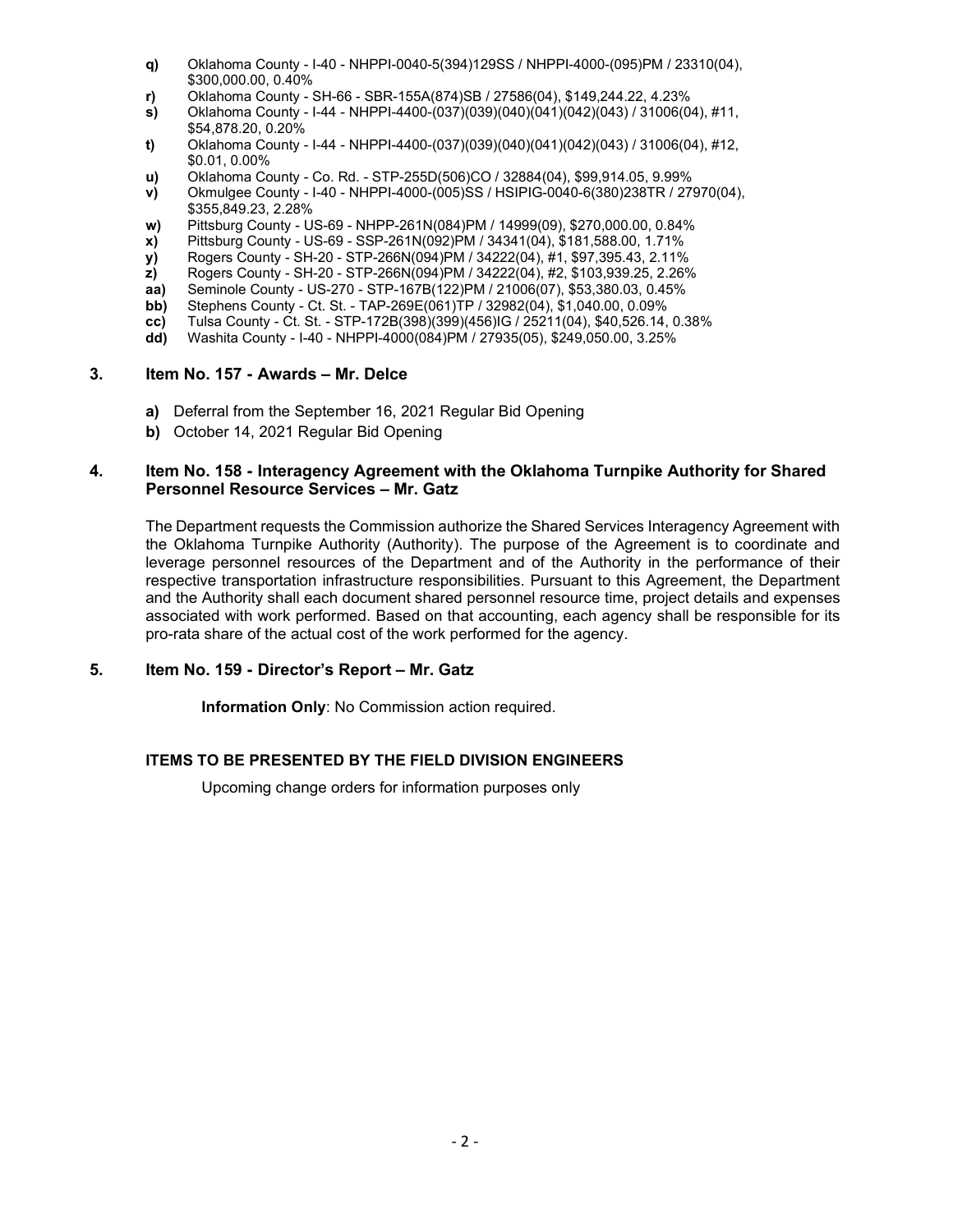- **q)** Oklahoma County - I-40 - NHPPI-0040-5(394)129SS / NHPPI-4000-(095)PM / 23310(04), $300,000.00, 0.40%
- **r)** Oklahoma County - SH-66 - SBR-155A(874)SB / 27586(04), $149,244.22, 4.23%
- **s)** Oklahoma County - I-44 - NHPPI-4400-(037)(039)(040)(041)(042)(043) / 31006(04), #11, $54,878.20, 0.20%
- **t)** Oklahoma County - I-44 - NHPPI-4400-(037)(039)(040)(041)(042)(043) / 31006(04), #12, $0.01, 0.00%
- **u)** Oklahoma County - Co. Rd. - STP-255D(506)CO / 32884(04), $99,914.05, 9.99%
- **v)** Okmulgee County - I-40 - NHPPI-4000-(005)SS / HSIPIG-0040-6(380)238TR / 27970(04), $355,849.23, 2.28%
- **w)** Pittsburg County - US-69 - NHPP-261N(084)PM / 14999(09), $270,000.00, 0.84%
- **x)** Pittsburg County - US-69 - SSP-261N(092)PM / 34341(04), $181,588.00, 1.71%
- **y)** Rogers County - SH-20 - STP-266N(094)PM / 34222(04), #1, $97,395.43, 2.11%
- **z)** Rogers County - SH-20 - STP-266N(094)PM / 34222(04), #2, $103,939.25, 2.26%
- **aa)** Seminole County - US-270 - STP-167B(122)PM / 21006(07), $53,380.03, 0.45%
- **bb)** Stephens County - Ct. St. - TAP-269E(061)TP / 32982(04), $1,040.00, 0.09%
- **cc)** Tulsa County - Ct. St. - STP-172B(398)(399)(456)IG / 25211(04), $40,526.14, 0.38%
- **dd)** Washita County - I-40 - NHPPI-4000(084)PM / 27935(05), $249,050.00, 3.25%

### 3. Item No. 157 - Awards – Mr. Delce

- **a)** Deferral from the September 16, 2021 Regular Bid Opening
- **b)** October 14, 2021 Regular Bid Opening

### 4. Item No. 158 - Interagency Agreement with the Oklahoma Turnpike Authority for Shared Personnel Resource Services – Mr. Gatz

The Department requests the Commission authorize the Shared Services Interagency Agreement with the Oklahoma Turnpike Authority (Authority). The purpose of the Agreement is to coordinate and leverage personnel resources of the Department and of the Authority in the performance of their respective transportation infrastructure responsibilities. Pursuant to this Agreement, the Department and the Authority shall each document shared personnel resource time, project details and expenses associated with work performed. Based on that accounting, each agency shall be responsible for its pro-rata share of the actual cost of the work performed for the agency.

### 5. Item No. 159 - Director's Report – Mr. Gatz

**Information Only**: No Commission action required.

**ITEMS TO BE PRESENTED BY THE FIELD DIVISION ENGINEERS**

Upcoming change orders for information purposes only